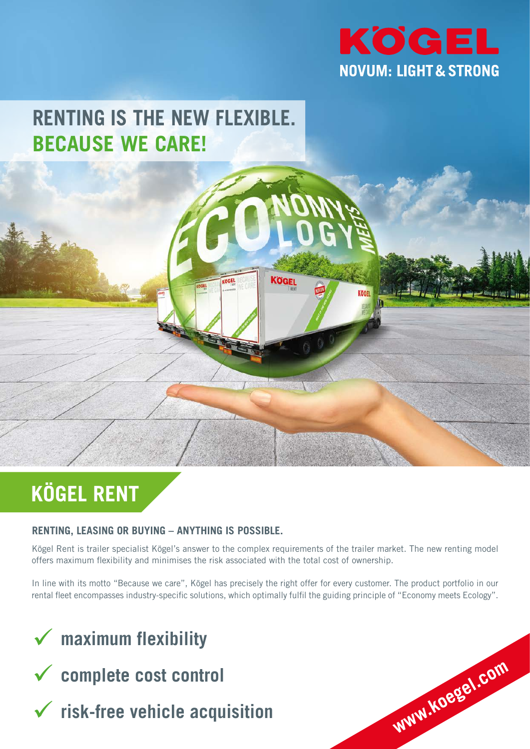KÖGEL

NOVUM: LIGHT & STRONG

# RENTING IS THE NEW FLEXIBLE. BECAUSE WE CARE!

ECONOMY MEETS ECOLOGY

## KÖGEL RENT

### RENTING, LEASING OR BUYING – ANYTHING IS POSSIBLE.

Kögel Rent is trailer specialist Kögel's answer to the complex requirements of the trailer market. The new renting model offers maximum flexibility and minimises the risk associated with the total cost of ownership.

In line with its motto "Because we care", Kögel has precisely the right offer for every customer. The product portfolio in our rental fleet encompasses industry-specific solutions, which optimally fulfil the guiding principle of "Economy meets Ecology".

- ✓ **maximum flexibility**
- ✓ **complete cost control**
- ✓ **risk-free vehicle acquisition**

www.koegel.com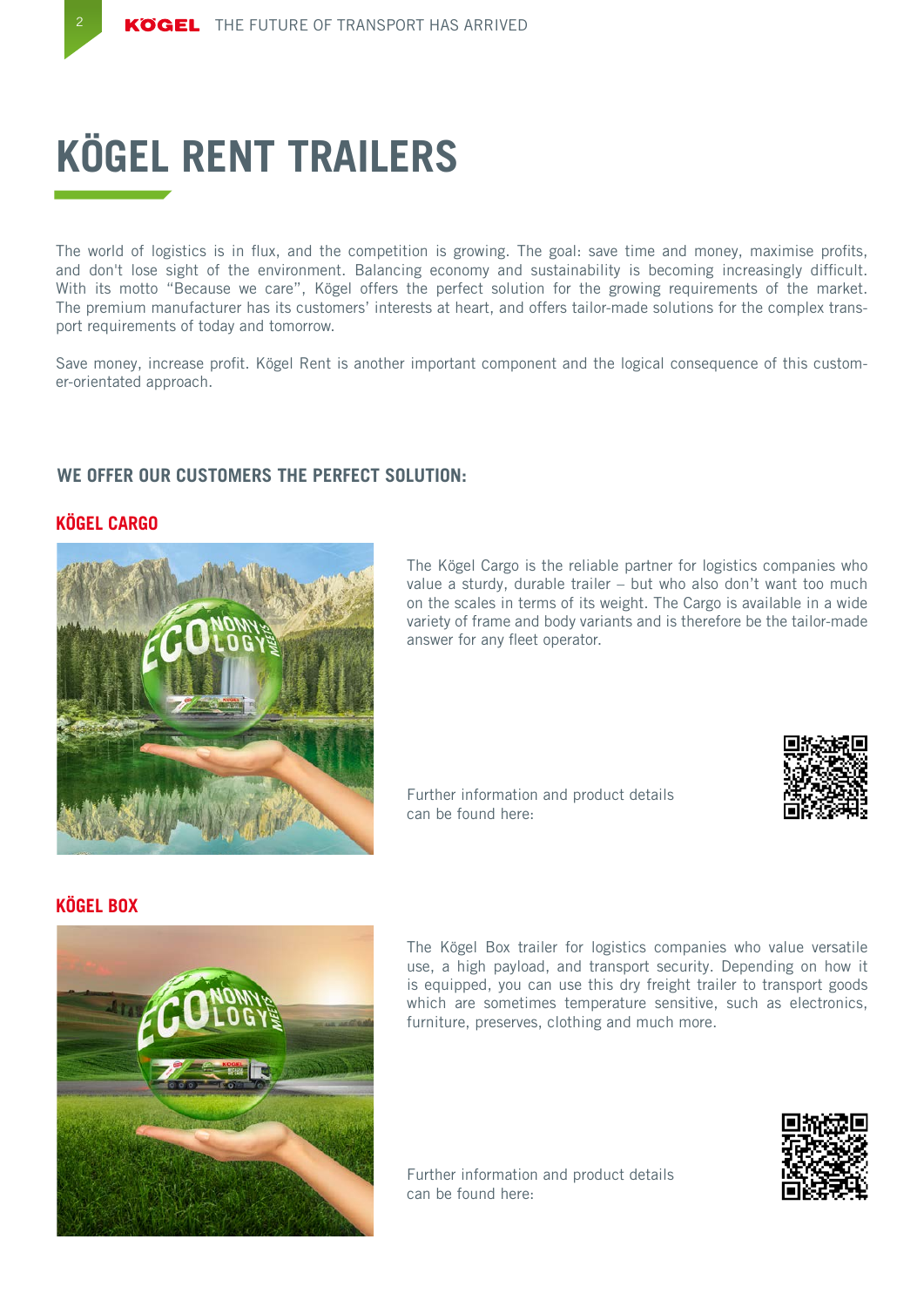# KÖGEL RENT TRAILERS

The world of logistics is in flux, and the competition is growing. The goal: save time and money, maximise profits, and don't lose sight of the environment. Balancing economy and sustainability is becoming increasingly difficult. With its motto "Because we care", Kögel offers the perfect solution for the growing requirements of the market. The premium manufacturer has its customers' interests at heart, and offers tailor-made solutions for the complex transport requirements of today and tomorrow.

Save money, increase profit. Kögel Rent is another important component and the logical consequence of this customer-orientated approach.

## WE OFFER OUR CUSTOMERS THE PERFECT SOLUTION:

### KÖGEL CARGO

The Kögel Cargo is the reliable partner for logistics companies who value a sturdy, durable trailer – but who also don't want too much on the scales in terms of its weight. The Cargo is available in a wide variety of frame and body variants and is therefore be the tailor-made answer for any fleet operator.

Further information and product details can be found here:

### KÖGEL BOX

The Kögel Box trailer for logistics companies who value versatile use, a high payload, and transport security. Depending on how it is equipped, you can use this dry freight trailer to transport goods which are sometimes temperature sensitive, such as electronics, furniture, preserves, clothing and much more.

Further information and product details can be found here: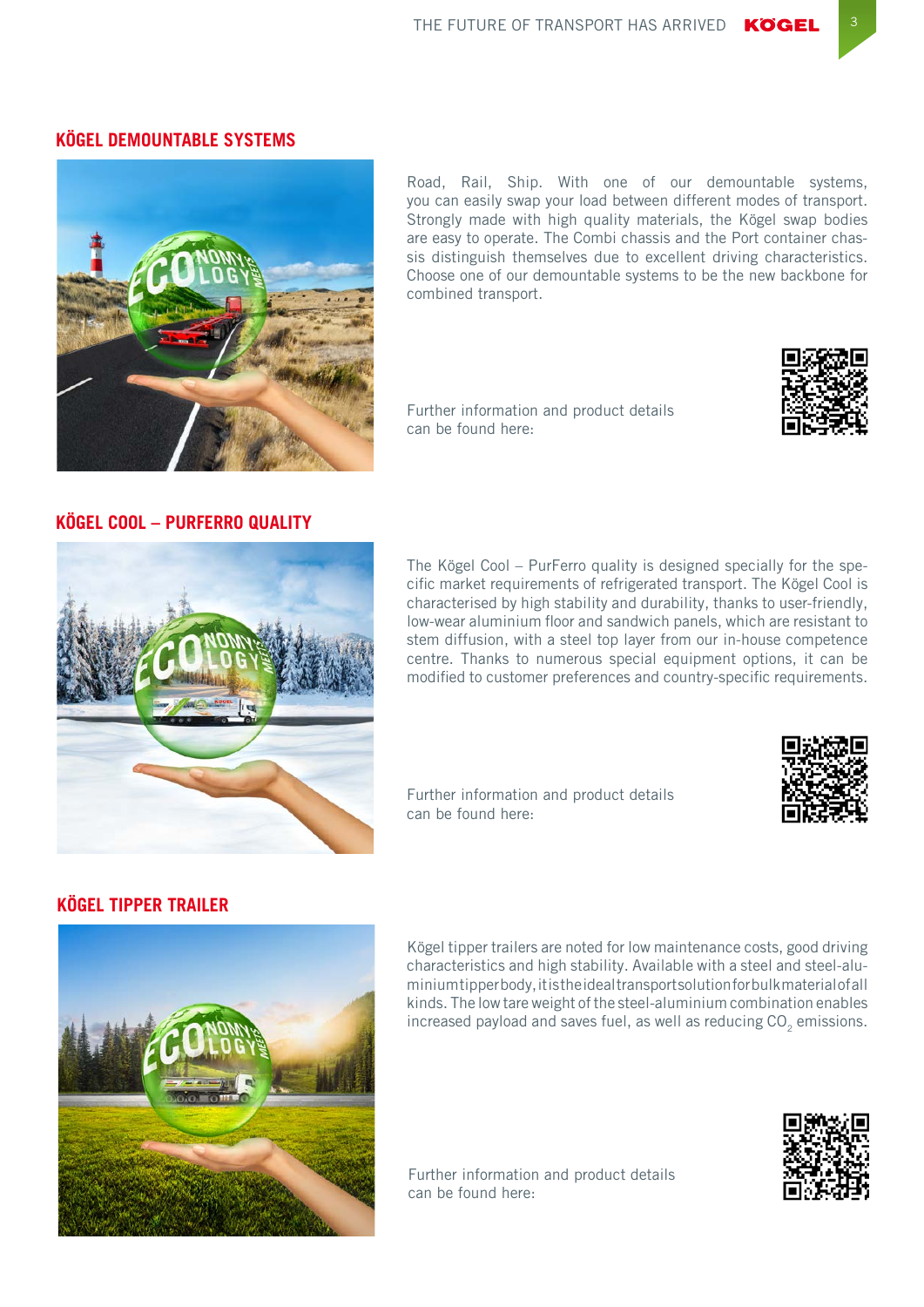## KÖGEL DEMOUNTABLE SYSTEMS

Road, Rail, Ship. With one of our demountable systems, you can easily swap your load between different modes of transport. Strongly made with high quality materials, the Kögel swap bodies are easy to operate. The Combi chassis and the Port container chassis distinguish themselves due to excellent driving characteristics. Choose one of our demountable systems to be the new backbone for combined transport.

Further information and product details can be found here:

## KÖGEL COOL – PURFERRO QUALITY

The Kögel Cool – PurFerro quality is designed specially for the specific market requirements of refrigerated transport. The Kögel Cool is characterised by high stability and durability, thanks to user-friendly, low-wear aluminium floor and sandwich panels, which are resistant to stem diffusion, with a steel top layer from our in-house competence centre. Thanks to numerous special equipment options, it can be modified to customer preferences and country-specific requirements.

Further information and product details can be found here:

## KÖGEL TIPPER TRAILER

Kögel tipper trailers are noted for low maintenance costs, good driving characteristics and high stability. Available with a steel and steel-aluminium tipper body, it is the ideal transport solution for bulk material of all kinds. The low tare weight of the steel-aluminium combination enables increased payload and saves fuel, as well as reducing $CO_2$ emissions.

Further information and product details can be found here: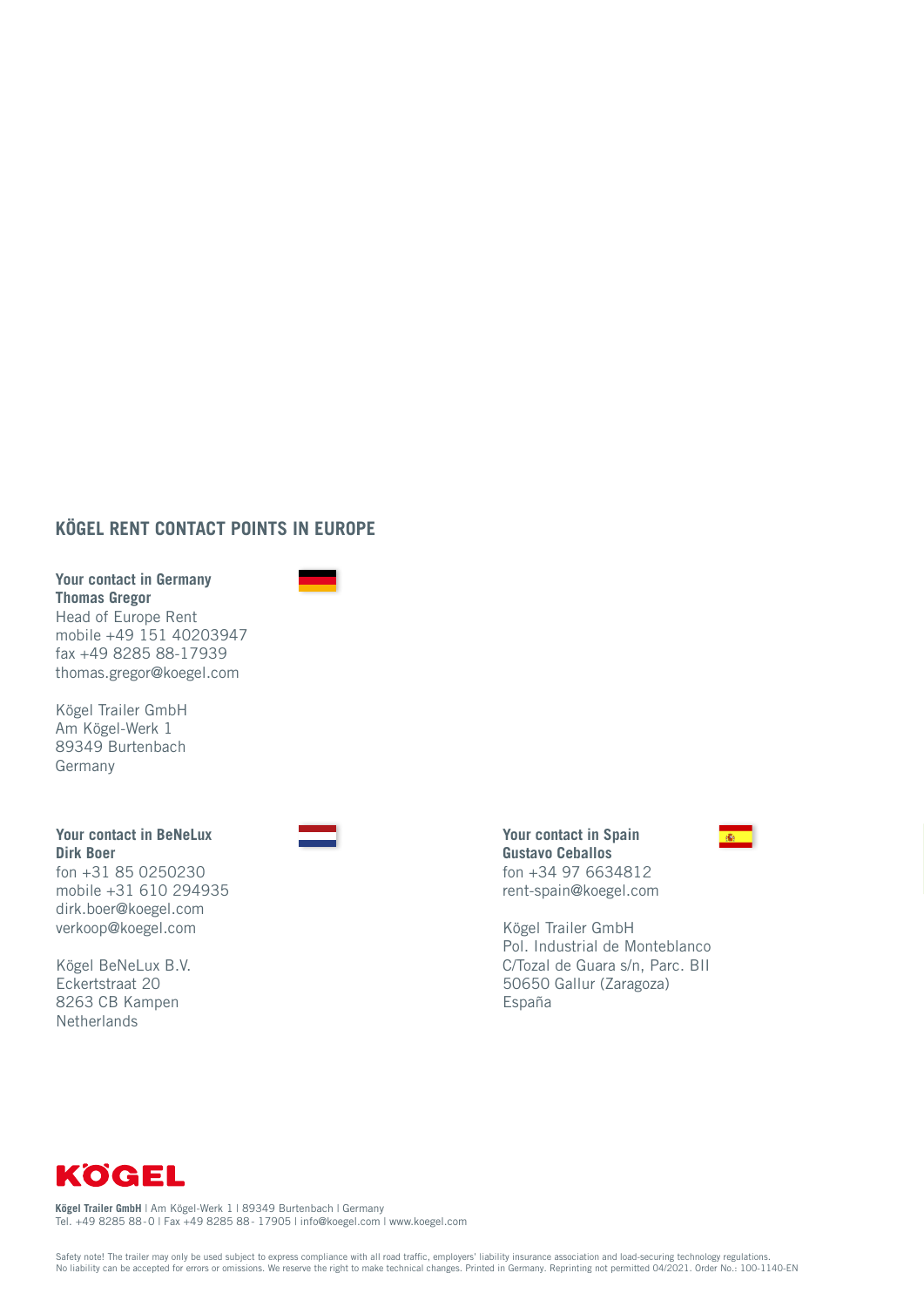## KÖGEL RENT CONTACT POINTS IN EUROPE

**Your contact in Germany**
**Thomas Gregor**
Head of Europe Rent
mobile +49 151 40203947
fax +49 8285 88-17939
thomas.gregor@koegel.com

Kögel Trailer GmbH
Am Kögel-Werk 1
89349 Burtenbach
Germany

**Your contact in BeNeLux**
**Dirk Boer**
fon +31 85 0250230
mobile +31 610 294935
dirk.boer@koegel.com
verkoop@koegel.com

Kögel BeNeLux B.V.
Eckertstraat 20
8263 CB Kampen
Netherlands

**Your contact in Spain**
**Gustavo Ceballos**
fon +34 97 6634812
rent-spain@koegel.com

Kögel Trailer GmbH
Pol. Industrial de Monteblanco
C/Tozal de Guara s/n, Parc. BII
50650 Gallur (Zaragoza)
España

KÖGEL

**Kögel Trailer GmbH** | Am Kögel-Werk 1 | 89349 Burtenbach | Germany
Tel. +49 8285 88-0 | Fax +49 8285 88- 17905 | info@koegel.com | www.koegel.com

Safety note! The trailer may only be used subject to express compliance with all road traffic, employers' liability insurance association and load-securing technology regulations.
No liability can be accepted for errors or omissions. We reserve the right to make technical changes. Printed in Germany. Reprinting not permitted 04/2021. Order No.: 100-1140-EN